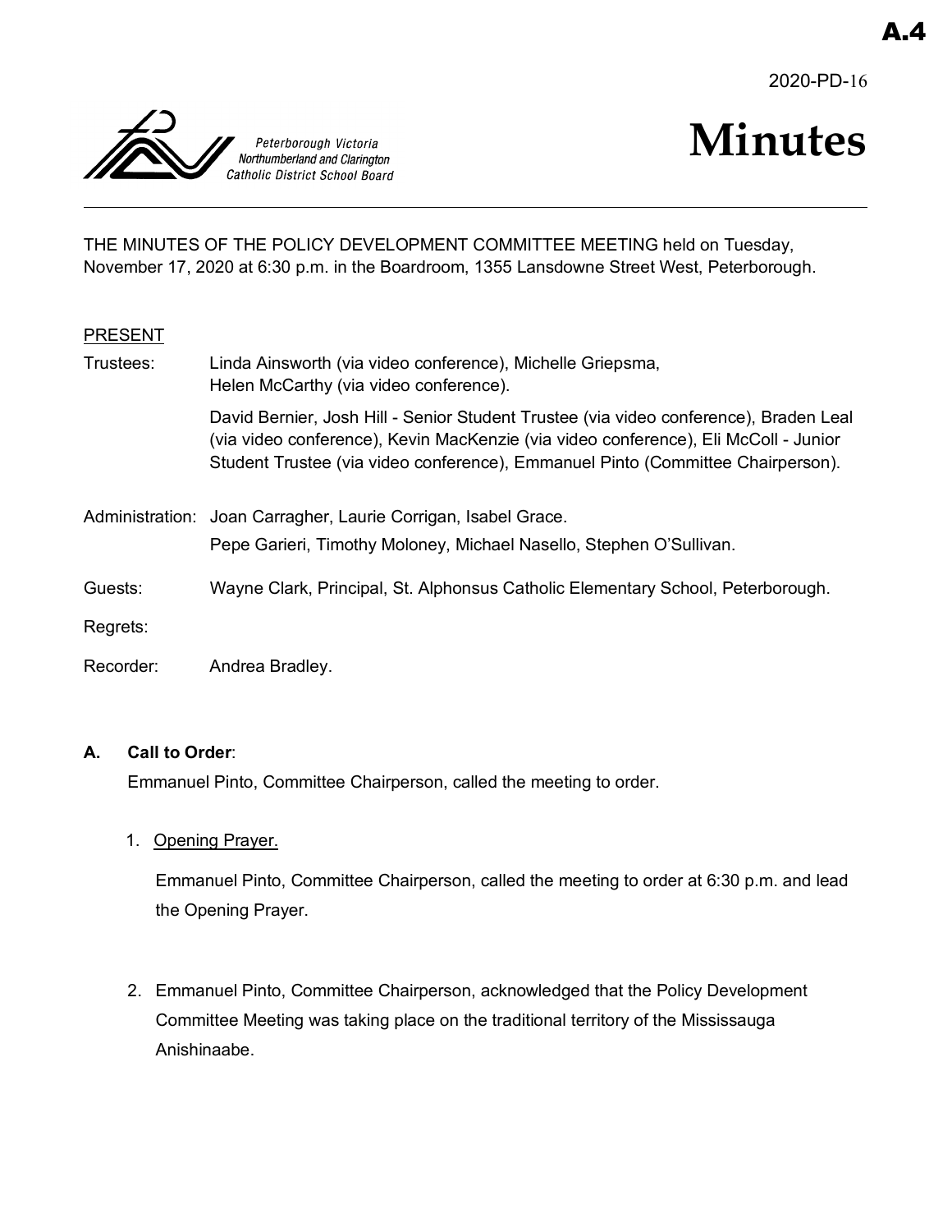A.4

2020-PD-16

Peterborough Victoria Northumberland and Clarington Catholic District School Board

# Minutes

THE MINUTES OF THE POLICY DEVELOPMENT COMMITTEE MEETING held on Tuesday, November 17, 2020 at 6:30 p.m. in the Boardroom, 1355 Lansdowne Street West, Peterborough.

PRESENT

Trustees: Linda Ainsworth (via video conference), Michelle Griepsma, Helen McCarthy (via video conference).

David Bernier, Josh Hill - Senior Student Trustee (via video conference), Braden Leal (via video conference), Kevin MacKenzie (via video conference), Eli McColl - Junior Student Trustee (via video conference), Emmanuel Pinto (Committee Chairperson).

Administration: Joan Carragher, Laurie Corrigan, Isabel Grace.

Pepe Garieri, Timothy Moloney, Michael Nasello, Stephen O'Sullivan.

Guests: Wayne Clark, Principal, St. Alphonsus Catholic Elementary School, Peterborough.

Regrets:

Recorder: Andrea Bradley.

**A. Call to Order**:

Emmanuel Pinto, Committee Chairperson, called the meeting to order.

1. Opening Prayer.

   Emmanuel Pinto, Committee Chairperson, called the meeting to order at 6:30 p.m. and lead the Opening Prayer.

2. Emmanuel Pinto, Committee Chairperson, acknowledged that the Policy Development Committee Meeting was taking place on the traditional territory of the Mississauga Anishinaabe.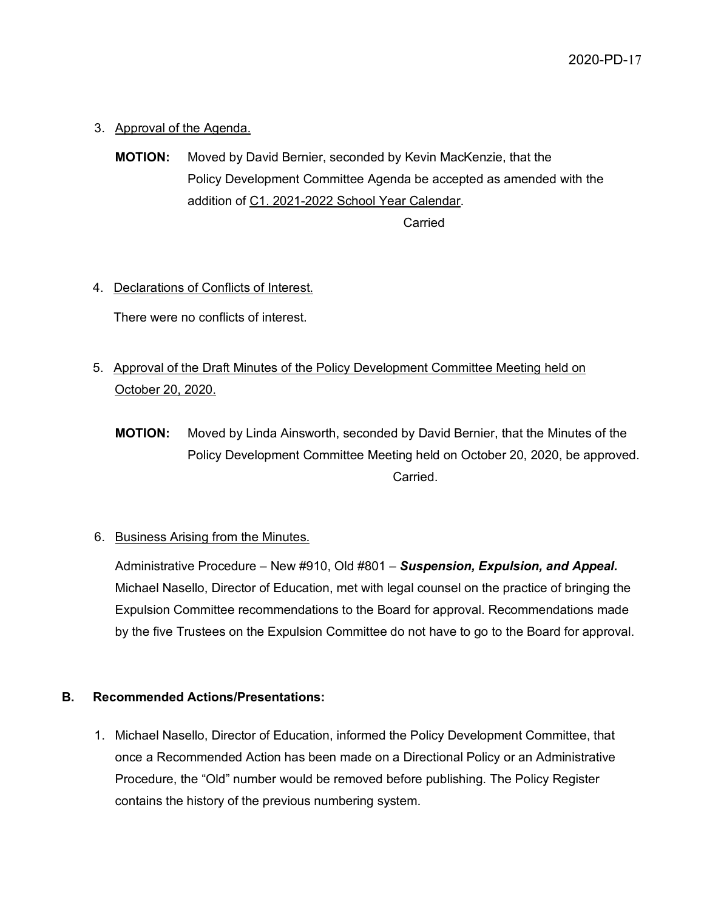3. Approval of the Agenda.

   **MOTION:** Moved by David Bernier, seconded by Kevin MacKenzie, that the Policy Development Committee Agenda be accepted as amended with the addition of C1. 2021-2022 School Year Calendar.

   Carried

4. Declarations of Conflicts of Interest.

   There were no conflicts of interest.

5. Approval of the Draft Minutes of the Policy Development Committee Meeting held on October 20, 2020.

   **MOTION:** Moved by Linda Ainsworth, seconded by David Bernier, that the Minutes of the Policy Development Committee Meeting held on October 20, 2020, be approved.

   Carried.

6. Business Arising from the Minutes.

   Administrative Procedure – New #910, Old #801 – ***Suspension, Expulsion, and Appeal.*** Michael Nasello, Director of Education, met with legal counsel on the practice of bringing the Expulsion Committee recommendations to the Board for approval. Recommendations made by the five Trustees on the Expulsion Committee do not have to go to the Board for approval.

## B. Recommended Actions/Presentations:

1. Michael Nasello, Director of Education, informed the Policy Development Committee, that once a Recommended Action has been made on a Directional Policy or an Administrative Procedure, the "Old" number would be removed before publishing. The Policy Register contains the history of the previous numbering system.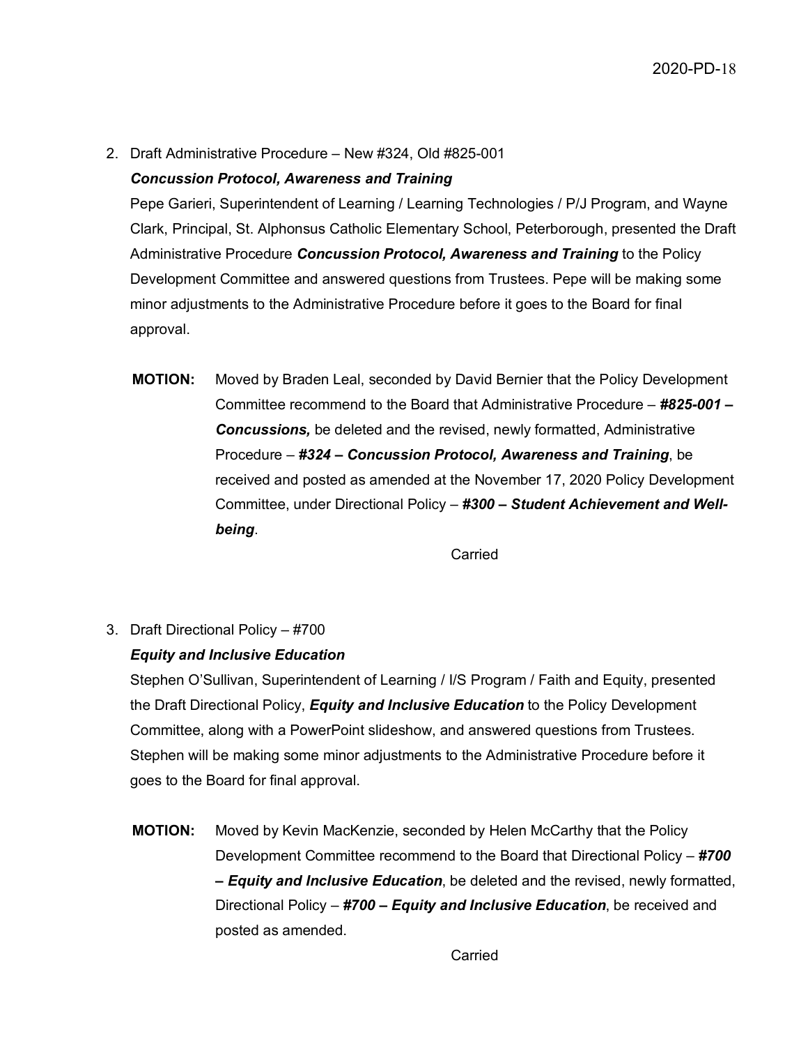2. Draft Administrative Procedure – New #324, Old #825-001

   ***Concussion Protocol, Awareness and Training***

   Pepe Garieri, Superintendent of Learning / Learning Technologies / P/J Program, and Wayne Clark, Principal, St. Alphonsus Catholic Elementary School, Peterborough, presented the Draft Administrative Procedure ***Concussion Protocol, Awareness and Training*** to the Policy Development Committee and answered questions from Trustees. Pepe will be making some minor adjustments to the Administrative Procedure before it goes to the Board for final approval.

   **MOTION:** Moved by Braden Leal, seconded by David Bernier that the Policy Development Committee recommend to the Board that Administrative Procedure – ***#825-001 – Concussions,*** be deleted and the revised, newly formatted, Administrative Procedure – ***#324 – Concussion Protocol, Awareness and Training***, be received and posted as amended at the November 17, 2020 Policy Development Committee, under Directional Policy – ***#300 – Student Achievement and Well-being***.

   Carried

3. Draft Directional Policy – #700

   ***Equity and Inclusive Education***

   Stephen O'Sullivan, Superintendent of Learning / I/S Program / Faith and Equity, presented the Draft Directional Policy, ***Equity and Inclusive Education*** to the Policy Development Committee, along with a PowerPoint slideshow, and answered questions from Trustees. Stephen will be making some minor adjustments to the Administrative Procedure before it goes to the Board for final approval.

   **MOTION:** Moved by Kevin MacKenzie, seconded by Helen McCarthy that the Policy Development Committee recommend to the Board that Directional Policy – ***#700 – Equity and Inclusive Education***, be deleted and the revised, newly formatted, Directional Policy – ***#700 – Equity and Inclusive Education***, be received and posted as amended.

   Carried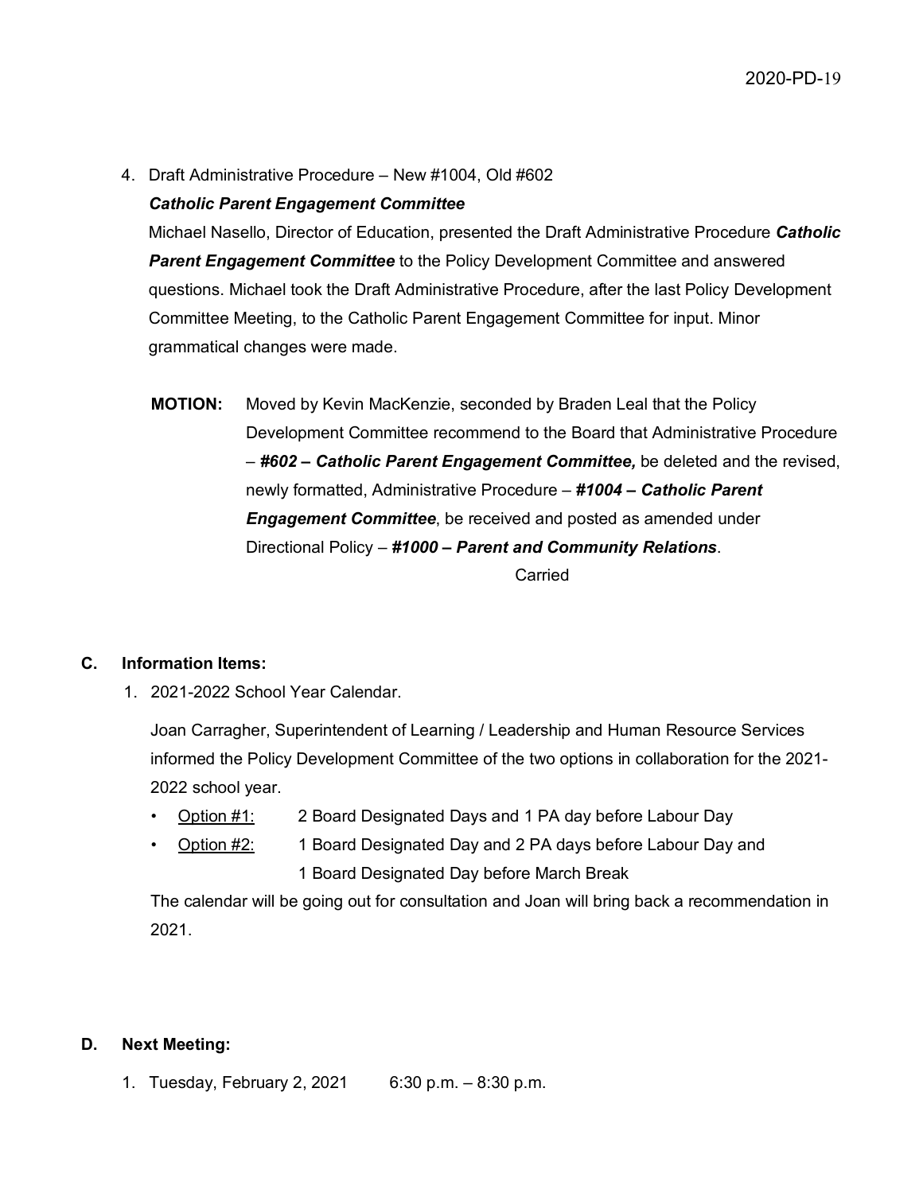4. Draft Administrative Procedure – New #1004, Old #602

   ***Catholic Parent Engagement Committee***

   Michael Nasello, Director of Education, presented the Draft Administrative Procedure ***Catholic Parent Engagement Committee*** to the Policy Development Committee and answered questions. Michael took the Draft Administrative Procedure, after the last Policy Development Committee Meeting, to the Catholic Parent Engagement Committee for input. Minor grammatical changes were made.

   **MOTION:** Moved by Kevin MacKenzie, seconded by Braden Leal that the Policy Development Committee recommend to the Board that Administrative Procedure – ***#602 – Catholic Parent Engagement Committee,*** be deleted and the revised, newly formatted, Administrative Procedure – ***#1004 – Catholic Parent Engagement Committee***, be received and posted as amended under Directional Policy – ***#1000 – Parent and Community Relations***.

   Carried

## C. Information Items:

1. 2021-2022 School Year Calendar.

   Joan Carragher, Superintendent of Learning / Leadership and Human Resource Services informed the Policy Development Committee of the two options in collaboration for the 2021-2022 school year.

   - Option #1: 2 Board Designated Days and 1 PA day before Labour Day
   - Option #2: 1 Board Designated Day and 2 PA days before Labour Day and 1 Board Designated Day before March Break

   The calendar will be going out for consultation and Joan will bring back a recommendation in 2021.

## D. Next Meeting:

1. Tuesday, February 2, 2021 6:30 p.m. – 8:30 p.m.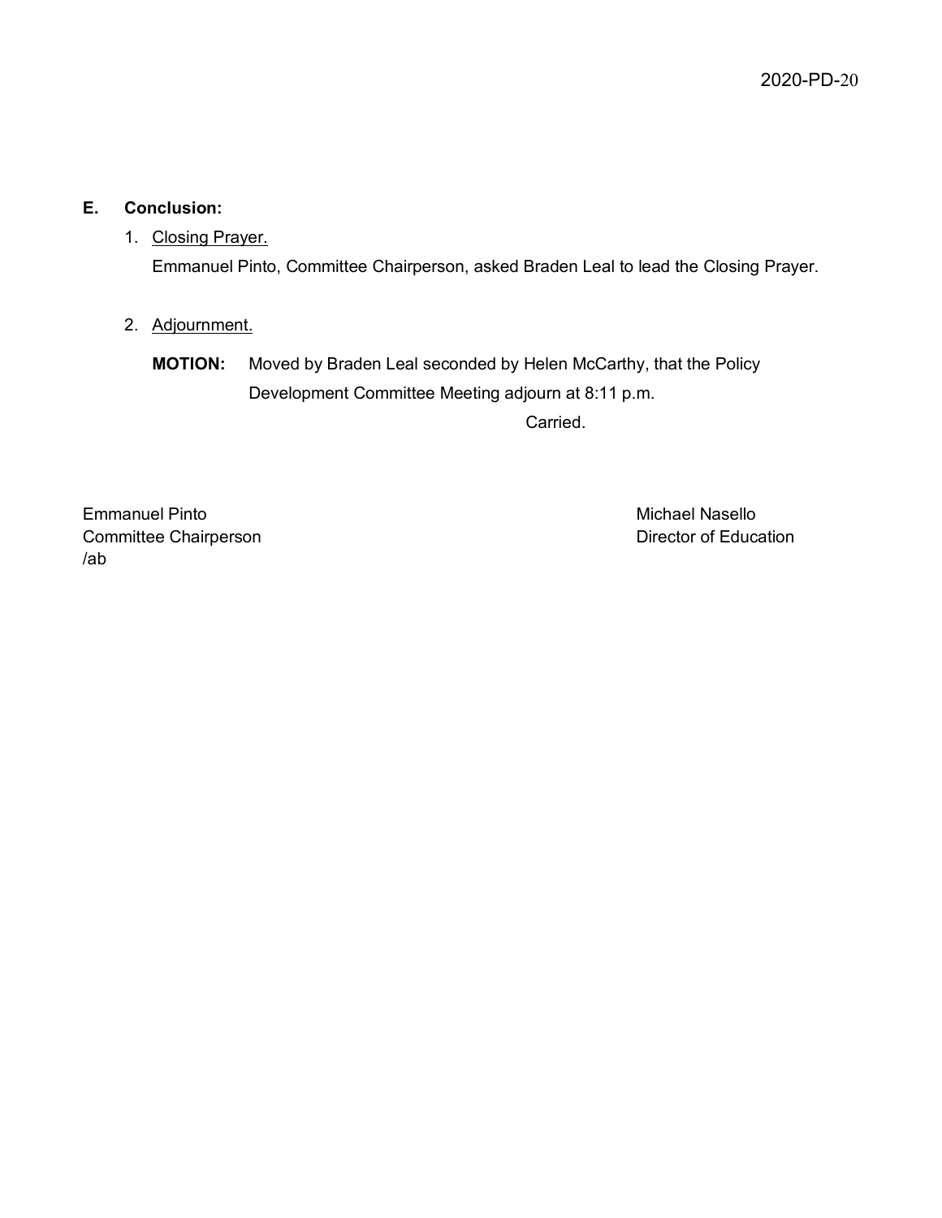### E. Conclusion:

1. Closing Prayer.

   Emmanuel Pinto, Committee Chairperson, asked Braden Leal to lead the Closing Prayer.

2. Adjournment.

   **MOTION:** Moved by Braden Leal seconded by Helen McCarthy, that the Policy Development Committee Meeting adjourn at 8:11 p.m.

   Carried.

Emmanuel Pinto
Committee Chairperson
/ab

Michael Nasello
Director of Education